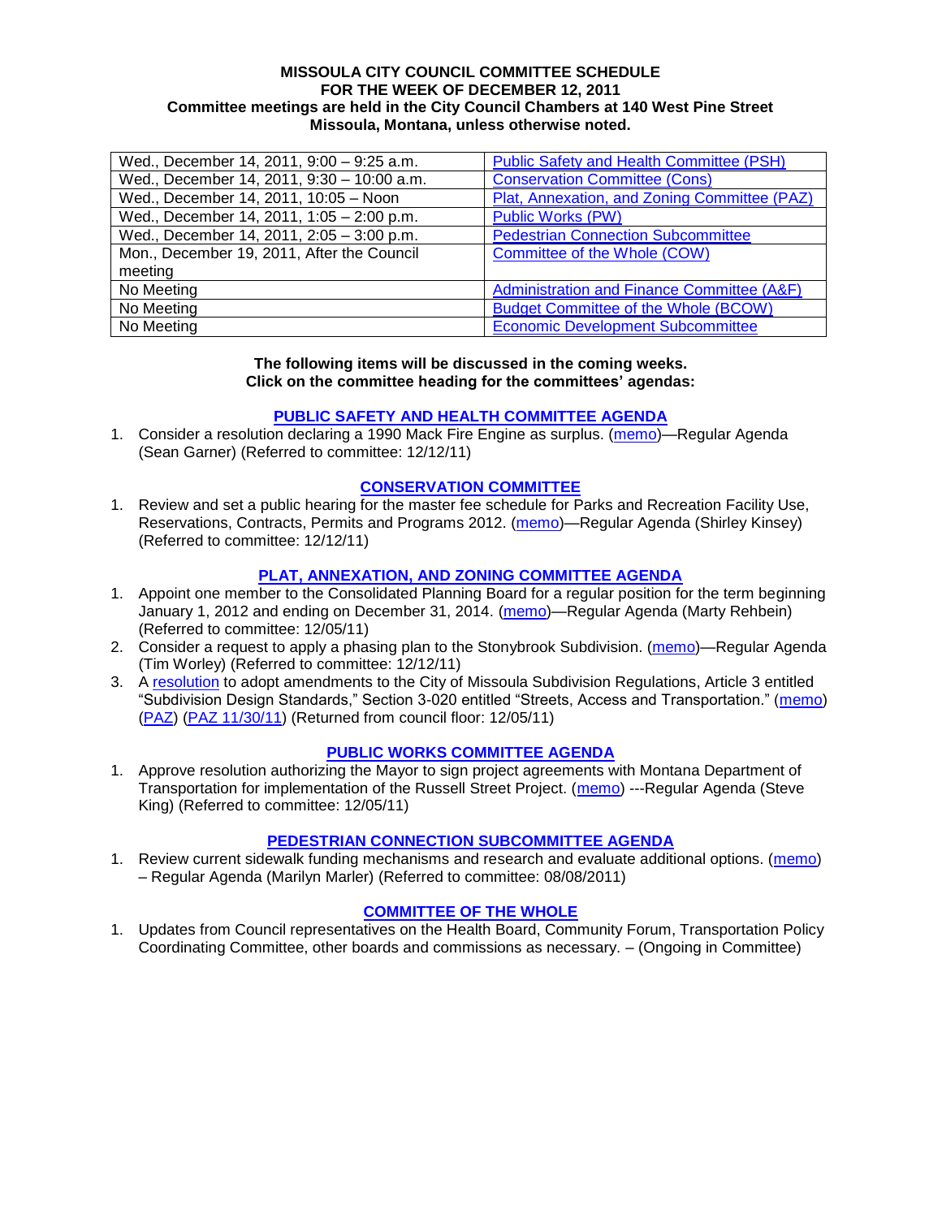**MISSOULA CITY COUNCIL COMMITTEE SCHEDULE**
**FOR THE WEEK OF DECEMBER 12, 2011**
**Committee meetings are held in the City Council Chambers at 140 West Pine Street**
**Missoula, Montana, unless otherwise noted.**

| | |
|---|---|
| Wed., December 14, 2011, 9:00 – 9:25 a.m. | Public Safety and Health Committee (PSH) |
| Wed., December 14, 2011, 9:30 – 10:00 a.m. | Conservation Committee (Cons) |
| Wed., December 14, 2011, 10:05 – Noon | Plat, Annexation, and Zoning Committee (PAZ) |
| Wed., December 14, 2011, 1:05 – 2:00 p.m. | Public Works (PW) |
| Wed., December 14, 2011, 2:05 – 3:00 p.m. | Pedestrian Connection Subcommittee |
| Mon., December 19, 2011, After the Council meeting | Committee of the Whole (COW) |
| No Meeting | Administration and Finance Committee (A&F) |
| No Meeting | Budget Committee of the Whole (BCOW) |
| No Meeting | Economic Development Subcommittee |

**The following items will be discussed in the coming weeks.**
**Click on the committee heading for the committees' agendas:**

## PUBLIC SAFETY AND HEALTH COMMITTEE AGENDA

1. Consider a resolution declaring a 1990 Mack Fire Engine as surplus. (memo)—Regular Agenda (Sean Garner) (Referred to committee: 12/12/11)

## CONSERVATION COMMITTEE

1. Review and set a public hearing for the master fee schedule for Parks and Recreation Facility Use, Reservations, Contracts, Permits and Programs 2012. (memo)—Regular Agenda (Shirley Kinsey) (Referred to committee: 12/12/11)

## PLAT, ANNEXATION, AND ZONING COMMITTEE AGENDA

1. Appoint one member to the Consolidated Planning Board for a regular position for the term beginning January 1, 2012 and ending on December 31, 2014. (memo)—Regular Agenda (Marty Rehbein) (Referred to committee: 12/05/11)
2. Consider a request to apply a phasing plan to the Stonybrook Subdivision. (memo)—Regular Agenda (Tim Worley) (Referred to committee: 12/12/11)
3. A resolution to adopt amendments to the City of Missoula Subdivision Regulations, Article 3 entitled "Subdivision Design Standards," Section 3-020 entitled "Streets, Access and Transportation." (memo) (PAZ) (PAZ 11/30/11) (Returned from council floor: 12/05/11)

## PUBLIC WORKS COMMITTEE AGENDA

1. Approve resolution authorizing the Mayor to sign project agreements with Montana Department of Transportation for implementation of the Russell Street Project. (memo) ---Regular Agenda (Steve King) (Referred to committee: 12/05/11)

## PEDESTRIAN CONNECTION SUBCOMMITTEE AGENDA

1. Review current sidewalk funding mechanisms and research and evaluate additional options. (memo) – Regular Agenda (Marilyn Marler) (Referred to committee: 08/08/2011)

## COMMITTEE OF THE WHOLE

1. Updates from Council representatives on the Health Board, Community Forum, Transportation Policy Coordinating Committee, other boards and commissions as necessary. – (Ongoing in Committee)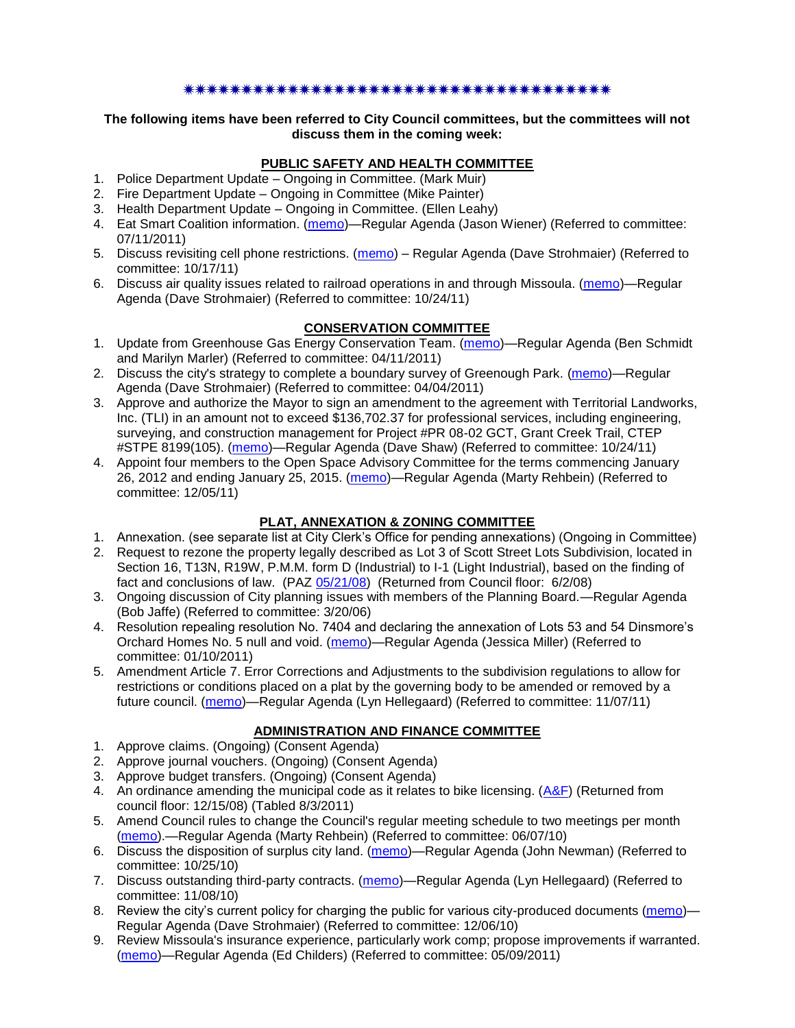✷✷✷✷✷✷✷✷✷✷✷✷✷✷✷✷✷✷✷✷✷✷✷✷✷✷✷✷✷✷✷✷✷✷✷✷✷✷✷✷

**The following items have been referred to City Council committees, but the committees will not discuss them in the coming week:**

**PUBLIC SAFETY AND HEALTH COMMITTEE**

1. Police Department Update – Ongoing in Committee. (Mark Muir)
2. Fire Department Update – Ongoing in Committee (Mike Painter)
3. Health Department Update – Ongoing in Committee. (Ellen Leahy)
4. Eat Smart Coalition information. (memo)—Regular Agenda (Jason Wiener) (Referred to committee: 07/11/2011)
5. Discuss revisiting cell phone restrictions. (memo) – Regular Agenda (Dave Strohmaier) (Referred to committee: 10/17/11)
6. Discuss air quality issues related to railroad operations in and through Missoula. (memo)—Regular Agenda (Dave Strohmaier) (Referred to committee: 10/24/11)

**CONSERVATION COMMITTEE**

1. Update from Greenhouse Gas Energy Conservation Team. (memo)—Regular Agenda (Ben Schmidt and Marilyn Marler) (Referred to committee: 04/11/2011)
2. Discuss the city's strategy to complete a boundary survey of Greenough Park. (memo)—Regular Agenda (Dave Strohmaier) (Referred to committee: 04/04/2011)
3. Approve and authorize the Mayor to sign an amendment to the agreement with Territorial Landworks, Inc. (TLI) in an amount not to exceed $136,702.37 for professional services, including engineering, surveying, and construction management for Project #PR 08-02 GCT, Grant Creek Trail, CTEP #STPE 8199(105). (memo)—Regular Agenda (Dave Shaw) (Referred to committee: 10/24/11)
4. Appoint four members to the Open Space Advisory Committee for the terms commencing January 26, 2012 and ending January 25, 2015. (memo)—Regular Agenda (Marty Rehbein) (Referred to committee: 12/05/11)

**PLAT, ANNEXATION & ZONING COMMITTEE**

1. Annexation. (see separate list at City Clerk's Office for pending annexations) (Ongoing in Committee)
2. Request to rezone the property legally described as Lot 3 of Scott Street Lots Subdivision, located in Section 16, T13N, R19W, P.M.M. form D (Industrial) to I-1 (Light Industrial), based on the finding of fact and conclusions of law. (PAZ 05/21/08) (Returned from Council floor: 6/2/08)
3. Ongoing discussion of City planning issues with members of the Planning Board.—Regular Agenda (Bob Jaffe) (Referred to committee: 3/20/06)
4. Resolution repealing resolution No. 7404 and declaring the annexation of Lots 53 and 54 Dinsmore's Orchard Homes No. 5 null and void. (memo)—Regular Agenda (Jessica Miller) (Referred to committee: 01/10/2011)
5. Amendment Article 7. Error Corrections and Adjustments to the subdivision regulations to allow for restrictions or conditions placed on a plat by the governing body to be amended or removed by a future council. (memo)—Regular Agenda (Lyn Hellegaard) (Referred to committee: 11/07/11)

**ADMINISTRATION AND FINANCE COMMITTEE**

1. Approve claims. (Ongoing) (Consent Agenda)
2. Approve journal vouchers. (Ongoing) (Consent Agenda)
3. Approve budget transfers. (Ongoing) (Consent Agenda)
4. An ordinance amending the municipal code as it relates to bike licensing. (A&F) (Returned from council floor: 12/15/08) (Tabled 8/3/2011)
5. Amend Council rules to change the Council's regular meeting schedule to two meetings per month (memo).—Regular Agenda (Marty Rehbein) (Referred to committee: 06/07/10)
6. Discuss the disposition of surplus city land. (memo)—Regular Agenda (John Newman) (Referred to committee: 10/25/10)
7. Discuss outstanding third-party contracts. (memo)—Regular Agenda (Lyn Hellegaard) (Referred to committee: 11/08/10)
8. Review the city's current policy for charging the public for various city-produced documents (memo)—Regular Agenda (Dave Strohmaier) (Referred to committee: 12/06/10)
9. Review Missoula's insurance experience, particularly work comp; propose improvements if warranted. (memo)—Regular Agenda (Ed Childers) (Referred to committee: 05/09/2011)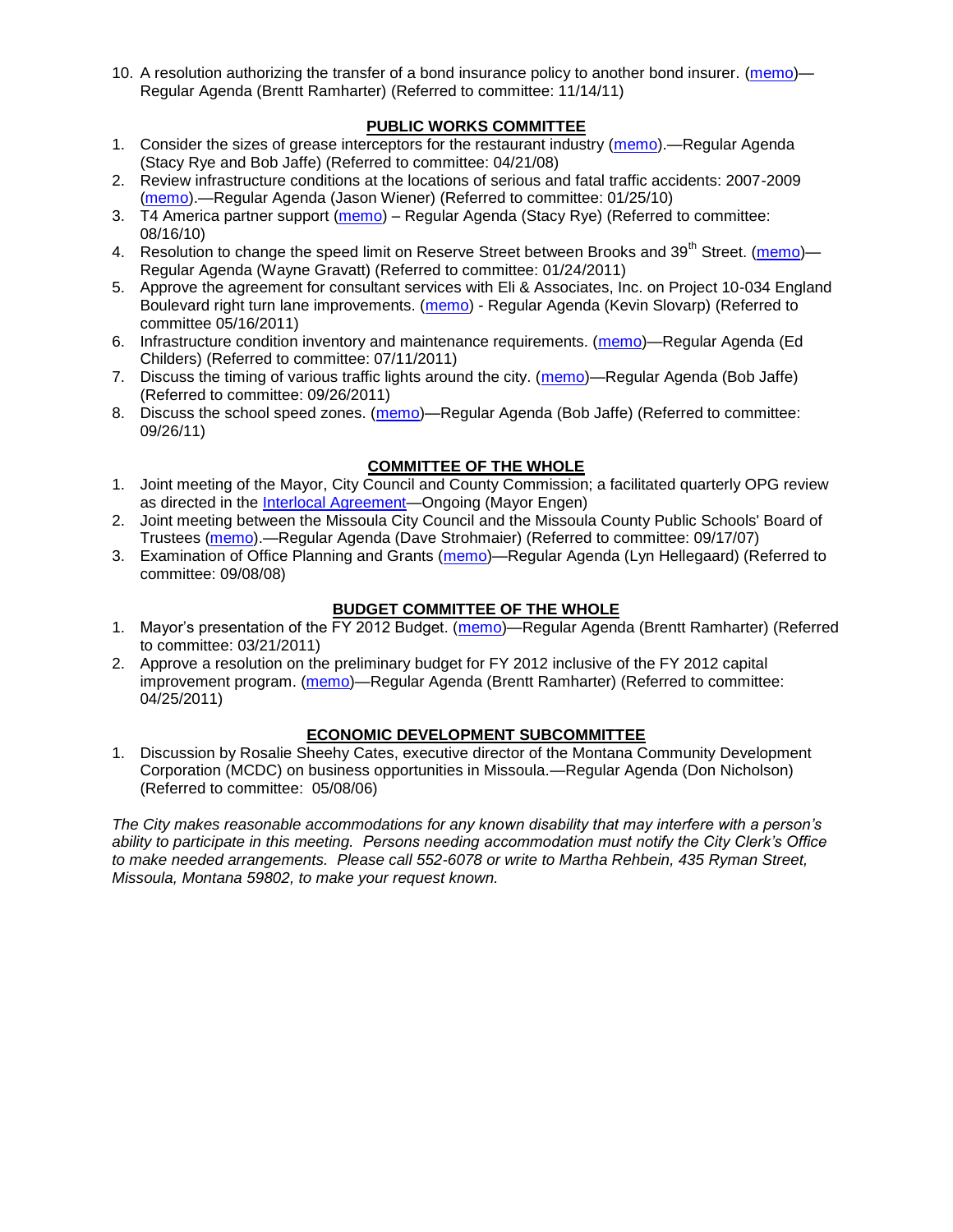10. A resolution authorizing the transfer of a bond insurance policy to another bond insurer. (memo)—Regular Agenda (Brentt Ramharter) (Referred to committee: 11/14/11)

## PUBLIC WORKS COMMITTEE

1. Consider the sizes of grease interceptors for the restaurant industry (memo).—Regular Agenda (Stacy Rye and Bob Jaffe) (Referred to committee: 04/21/08)
2. Review infrastructure conditions at the locations of serious and fatal traffic accidents: 2007-2009 (memo).—Regular Agenda (Jason Wiener) (Referred to committee: 01/25/10)
3. T4 America partner support (memo) – Regular Agenda (Stacy Rye) (Referred to committee: 08/16/10)
4. Resolution to change the speed limit on Reserve Street between Brooks and 39th Street. (memo)—Regular Agenda (Wayne Gravatt) (Referred to committee: 01/24/2011)
5. Approve the agreement for consultant services with Eli & Associates, Inc. on Project 10-034 England Boulevard right turn lane improvements. (memo) - Regular Agenda (Kevin Slovarp) (Referred to committee 05/16/2011)
6. Infrastructure condition inventory and maintenance requirements. (memo)—Regular Agenda (Ed Childers) (Referred to committee: 07/11/2011)
7. Discuss the timing of various traffic lights around the city. (memo)—Regular Agenda (Bob Jaffe) (Referred to committee: 09/26/2011)
8. Discuss the school speed zones. (memo)—Regular Agenda (Bob Jaffe) (Referred to committee: 09/26/11)

## COMMITTEE OF THE WHOLE

1. Joint meeting of the Mayor, City Council and County Commission; a facilitated quarterly OPG review as directed in the Interlocal Agreement—Ongoing (Mayor Engen)
2. Joint meeting between the Missoula City Council and the Missoula County Public Schools' Board of Trustees (memo).—Regular Agenda (Dave Strohmaier) (Referred to committee: 09/17/07)
3. Examination of Office Planning and Grants (memo)—Regular Agenda (Lyn Hellegaard) (Referred to committee: 09/08/08)

## BUDGET COMMITTEE OF THE WHOLE

1. Mayor's presentation of the FY 2012 Budget. (memo)—Regular Agenda (Brentt Ramharter) (Referred to committee: 03/21/2011)
2. Approve a resolution on the preliminary budget for FY 2012 inclusive of the FY 2012 capital improvement program. (memo)—Regular Agenda (Brentt Ramharter) (Referred to committee: 04/25/2011)

## ECONOMIC DEVELOPMENT SUBCOMMITTEE

1. Discussion by Rosalie Sheehy Cates, executive director of the Montana Community Development Corporation (MCDC) on business opportunities in Missoula.—Regular Agenda (Don Nicholson) (Referred to committee: 05/08/06)

*The City makes reasonable accommodations for any known disability that may interfere with a person's ability to participate in this meeting. Persons needing accommodation must notify the City Clerk's Office to make needed arrangements. Please call 552-6078 or write to Martha Rehbein, 435 Ryman Street, Missoula, Montana 59802, to make your request known.*